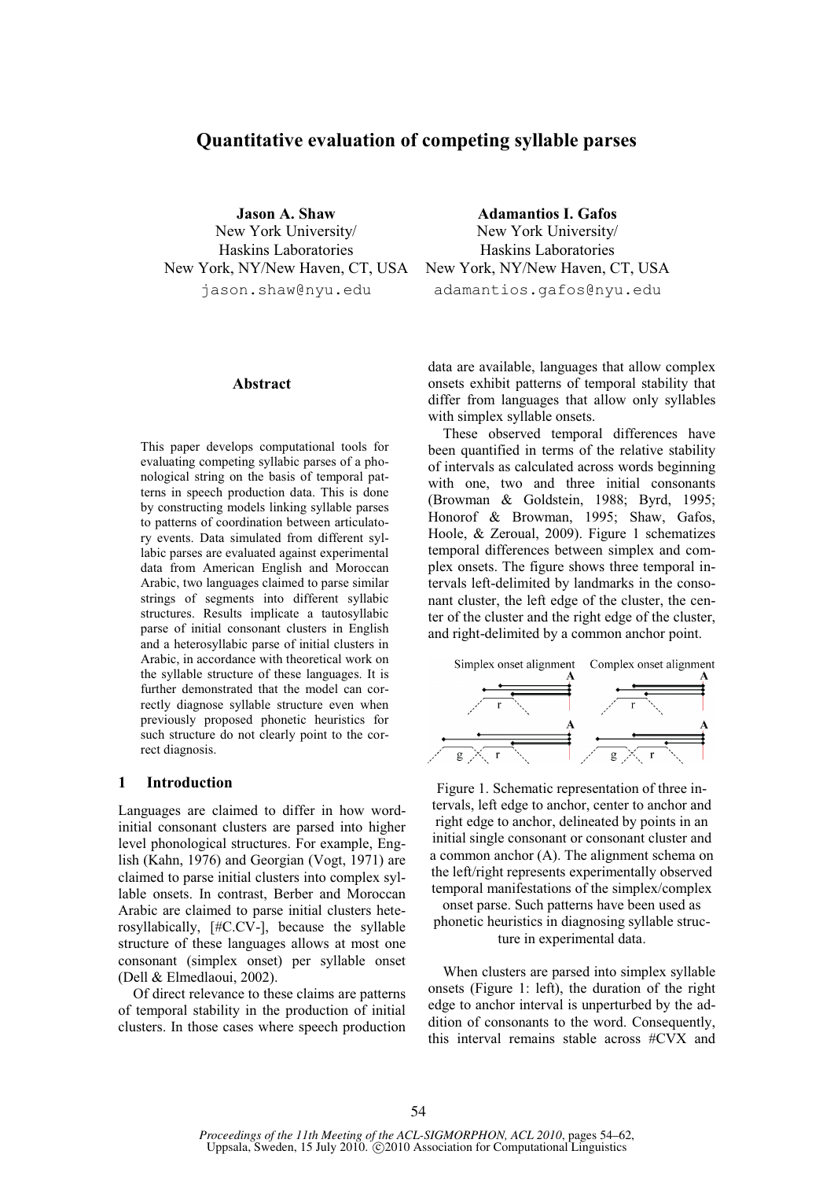# Quantitative evaluation of competing syllable parses

**Jason A. Shaw**
New York University/
Haskins Laboratories
New York, NY/New Haven, CT, USA
jason.shaw@nyu.edu

**Adamantios I. Gafos**
New York University/
Haskins Laboratories
New York, NY/New Haven, CT, USA
adamantios.gafos@nyu.edu

## Abstract

This paper develops computational tools for evaluating competing syllabic parses of a phonological string on the basis of temporal patterns in speech production data. This is done by constructing models linking syllable parses to patterns of coordination between articulatory events. Data simulated from different syllabic parses are evaluated against experimental data from American English and Moroccan Arabic, two languages claimed to parse similar strings of segments into different syllabic structures. Results implicate a tautosyllabic parse of initial consonant clusters in English and a heterosyllabic parse of initial clusters in Arabic, in accordance with theoretical work on the syllable structure of these languages. It is further demonstrated that the model can correctly diagnose syllable structure even when previously proposed phonetic heuristics for such structure do not clearly point to the correct diagnosis.

## 1 Introduction

Languages are claimed to differ in how word-initial consonant clusters are parsed into higher level phonological structures. For example, English (Kahn, 1976) and Georgian (Vogt, 1971) are claimed to parse initial clusters into complex syllable onsets. In contrast, Berber and Moroccan Arabic are claimed to parse initial clusters heterosyllabically, [#C.CV-], because the syllable structure of these languages allows at most one consonant (simplex onset) per syllable onset (Dell & Elmedlaoui, 2002).

Of direct relevance to these claims are patterns of temporal stability in the production of initial clusters. In those cases where speech production data are available, languages that allow complex onsets exhibit patterns of temporal stability that differ from languages that allow only syllables with simplex syllable onsets.

These observed temporal differences have been quantified in terms of the relative stability of intervals as calculated across words beginning with one, two and three initial consonants (Browman & Goldstein, 1988; Byrd, 1995; Honorof & Browman, 1995; Shaw, Gafos, Hoole, & Zeroual, 2009). Figure 1 schematizes temporal differences between simplex and complex onsets. The figure shows three temporal intervals left-delimited by landmarks in the consonant cluster, the left edge of the cluster, the center of the cluster and the right edge of the cluster, and right-delimited by a common anchor point.

Figure 1. Schematic representation of three intervals, left edge to anchor, center to anchor and right edge to anchor, delineated by points in an initial single consonant or consonant cluster and a common anchor (A). The alignment schema on the left/right represents experimentally observed temporal manifestations of the simplex/complex onset parse. Such patterns have been used as phonetic heuristics in diagnosing syllable structure in experimental data.

When clusters are parsed into simplex syllable onsets (Figure 1: left), the duration of the right edge to anchor interval is unperturbed by the addition of consonants to the word. Consequently, this interval remains stable across #CVX and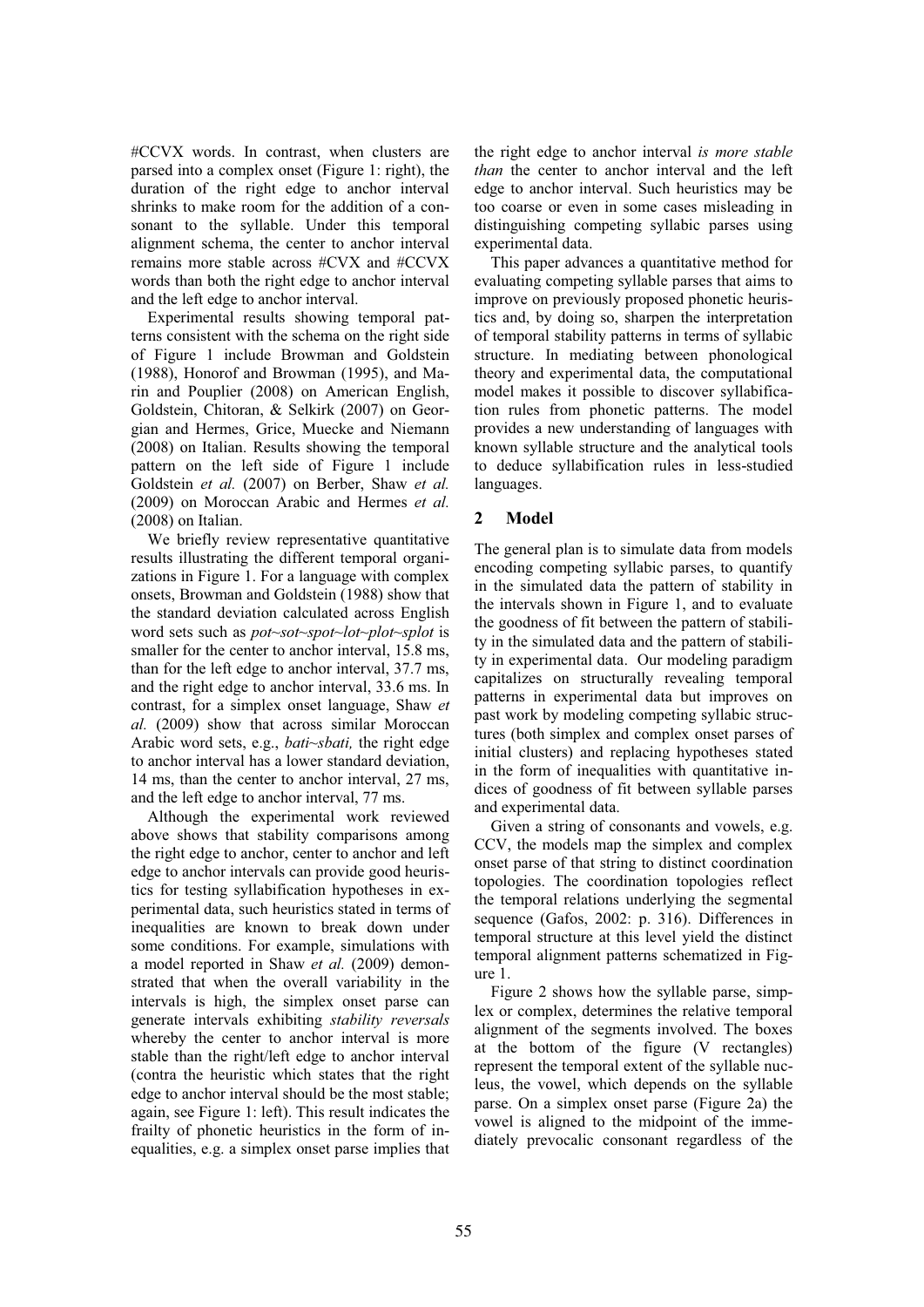#CCVX words. In contrast, when clusters are parsed into a complex onset (Figure 1: right), the duration of the right edge to anchor interval shrinks to make room for the addition of a consonant to the syllable. Under this temporal alignment schema, the center to anchor interval remains more stable across #CVX and #CCVX words than both the right edge to anchor interval and the left edge to anchor interval.

Experimental results showing temporal patterns consistent with the schema on the right side of Figure 1 include Browman and Goldstein (1988), Honorof and Browman (1995), and Marin and Pouplier (2008) on American English, Goldstein, Chitoran, & Selkirk (2007) on Georgian and Hermes, Grice, Muecke and Niemann (2008) on Italian. Results showing the temporal pattern on the left side of Figure 1 include Goldstein *et al.* (2007) on Berber, Shaw *et al.* (2009) on Moroccan Arabic and Hermes *et al.* (2008) on Italian.

We briefly review representative quantitative results illustrating the different temporal organizations in Figure 1. For a language with complex onsets, Browman and Goldstein (1988) show that the standard deviation calculated across English word sets such as *pot~sot~spot~lot~plot~splot* is smaller for the center to anchor interval, 15.8 ms, than for the left edge to anchor interval, 37.7 ms, and the right edge to anchor interval, 33.6 ms. In contrast, for a simplex onset language, Shaw *et al.* (2009) show that across similar Moroccan Arabic word sets, e.g., *bati~sbati,* the right edge to anchor interval has a lower standard deviation, 14 ms, than the center to anchor interval, 27 ms, and the left edge to anchor interval, 77 ms.

Although the experimental work reviewed above shows that stability comparisons among the right edge to anchor, center to anchor and left edge to anchor intervals can provide good heuristics for testing syllabification hypotheses in experimental data, such heuristics stated in terms of inequalities are known to break down under some conditions. For example, simulations with a model reported in Shaw *et al.* (2009) demonstrated that when the overall variability in the intervals is high, the simplex onset parse can generate intervals exhibiting *stability reversals* whereby the center to anchor interval is more stable than the right/left edge to anchor interval (contra the heuristic which states that the right edge to anchor interval should be the most stable; again, see Figure 1: left). This result indicates the frailty of phonetic heuristics in the form of inequalities, e.g. a simplex onset parse implies that the right edge to anchor interval *is more stable than* the center to anchor interval and the left edge to anchor interval. Such heuristics may be too coarse or even in some cases misleading in distinguishing competing syllabic parses using experimental data.

This paper advances a quantitative method for evaluating competing syllable parses that aims to improve on previously proposed phonetic heuristics and, by doing so, sharpen the interpretation of temporal stability patterns in terms of syllabic structure. In mediating between phonological theory and experimental data, the computational model makes it possible to discover syllabification rules from phonetic patterns. The model provides a new understanding of languages with known syllable structure and the analytical tools to deduce syllabification rules in less-studied languages.

## 2 Model

The general plan is to simulate data from models encoding competing syllabic parses, to quantify in the simulated data the pattern of stability in the intervals shown in Figure 1, and to evaluate the goodness of fit between the pattern of stability in the simulated data and the pattern of stability in experimental data. Our modeling paradigm capitalizes on structurally revealing temporal patterns in experimental data but improves on past work by modeling competing syllabic structures (both simplex and complex onset parses of initial clusters) and replacing hypotheses stated in the form of inequalities with quantitative indices of goodness of fit between syllable parses and experimental data.

Given a string of consonants and vowels, e.g. CCV, the models map the simplex and complex onset parse of that string to distinct coordination topologies. The coordination topologies reflect the temporal relations underlying the segmental sequence (Gafos, 2002: p. 316). Differences in temporal structure at this level yield the distinct temporal alignment patterns schematized in Figure 1.

Figure 2 shows how the syllable parse, simplex or complex, determines the relative temporal alignment of the segments involved. The boxes at the bottom of the figure (V rectangles) represent the temporal extent of the syllable nucleus, the vowel, which depends on the syllable parse. On a simplex onset parse (Figure 2a) the vowel is aligned to the midpoint of the immediately prevocalic consonant regardless of the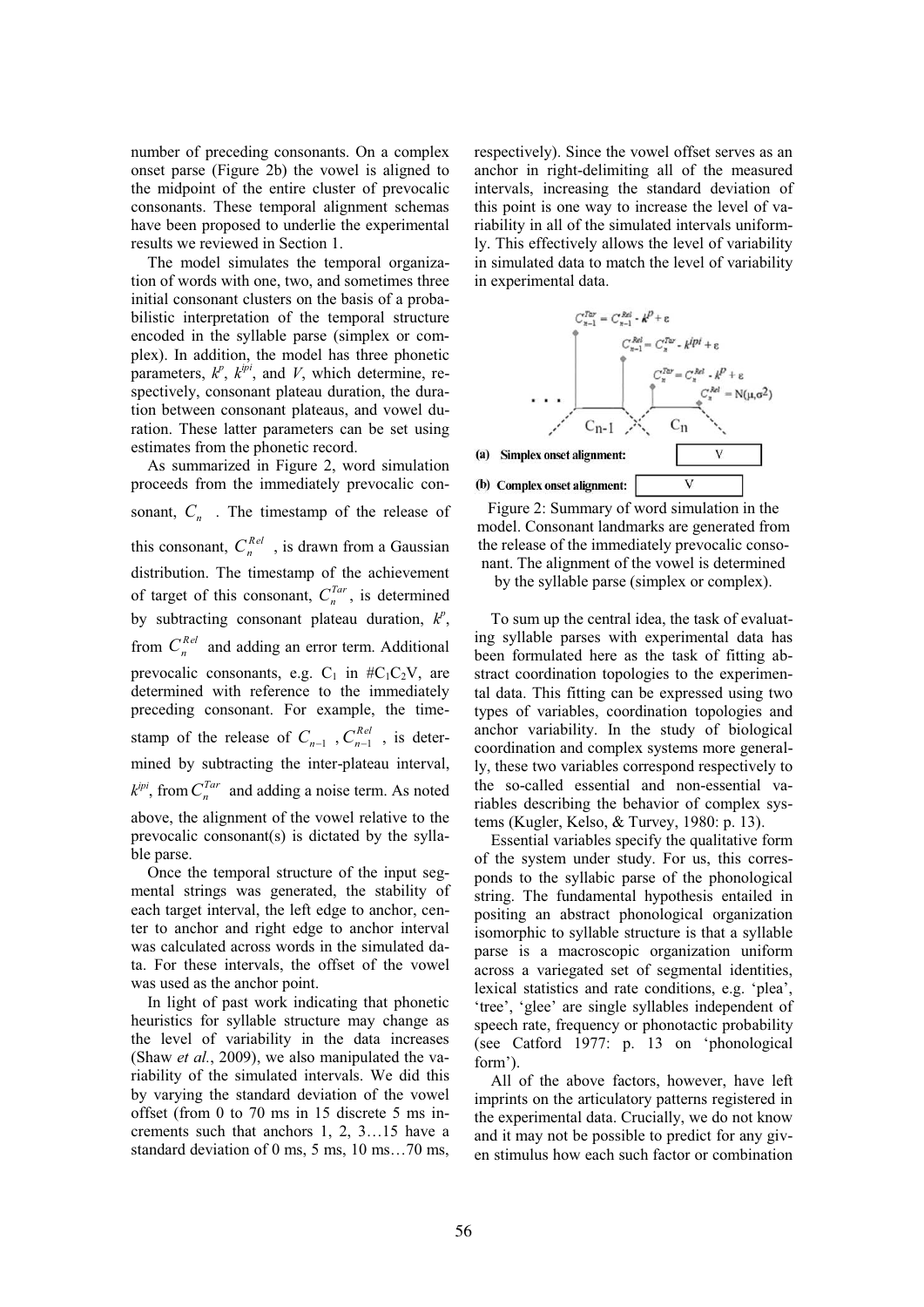number of preceding consonants. On a complex onset parse (Figure 2b) the vowel is aligned to the midpoint of the entire cluster of prevocalic consonants. These temporal alignment schemas have been proposed to underlie the experimental results we reviewed in Section 1.

The model simulates the temporal organization of words with one, two, and sometimes three initial consonant clusters on the basis of a probabilistic interpretation of the temporal structure encoded in the syllable parse (simplex or complex). In addition, the model has three phonetic parameters, $k^p$, $k^{ipi}$, and $V$, which determine, respectively, consonant plateau duration, the duration between consonant plateaus, and vowel duration. These latter parameters can be set using estimates from the phonetic record.

As summarized in Figure 2, word simulation proceeds from the immediately prevocalic consonant, $C_n$. The timestamp of the release of this consonant, $C_n^{Rel}$, is drawn from a Gaussian distribution. The timestamp of the achievement of target of this consonant, $C_n^{Tar}$, is determined by subtracting consonant plateau duration, $k^p$, from $C_n^{Rel}$ and adding an error term. Additional prevocalic consonants, e.g. $C_1$ in $\#C_1C_2V$, are determined with reference to the immediately preceding consonant. For example, the timestamp of the release of $C_{n-1}$, $C_{n-1}^{Rel}$, is determined by subtracting the inter-plateau interval, $k^{ipi}$, from $C_n^{Tar}$ and adding a noise term. As noted above, the alignment of the vowel relative to the prevocalic consonant(s) is dictated by the syllable parse.

Once the temporal structure of the input segmental strings was generated, the stability of each target interval, the left edge to anchor, center to anchor and right edge to anchor interval was calculated across words in the simulated data. For these intervals, the offset of the vowel was used as the anchor point.

In light of past work indicating that phonetic heuristics for syllable structure may change as the level of variability in the data increases (Shaw *et al.*, 2009), we also manipulated the variability of the simulated intervals. We did this by varying the standard deviation of the vowel offset (from 0 to 70 ms in 15 discrete 5 ms increments such that anchors 1, 2, 3…15 have a standard deviation of 0 ms, 5 ms, 10 ms…70 ms, respectively). Since the vowel offset serves as an anchor in right-delimiting all of the measured intervals, increasing the standard deviation of this point is one way to increase the level of variability in all of the simulated intervals uniformly. This effectively allows the level of variability in simulated data to match the level of variability in experimental data.

$$C_{n-1}^{Tar} = C_{n-1}^{Rel} - k^p + \varepsilon$$
$$C_{n-1}^{Rel} = C_n^{Tar} - k^{ipi} + \varepsilon$$
$$C_n^{Tar} = C_n^{Rel} - k^p + \varepsilon$$
$$C_n^{Rel} = N(\mu, \sigma^2)$$

(a) Simplex onset alignment:

(b) Complex onset alignment:

Figure 2: Summary of word simulation in the model. Consonant landmarks are generated from the release of the immediately prevocalic consonant. The alignment of the vowel is determined by the syllable parse (simplex or complex).

To sum up the central idea, the task of evaluating syllable parses with experimental data has been formulated here as the task of fitting abstract coordination topologies to the experimental data. This fitting can be expressed using two types of variables, coordination topologies and anchor variability. In the study of biological coordination and complex systems more generally, these two variables correspond respectively to the so-called essential and non-essential variables describing the behavior of complex systems (Kugler, Kelso, & Turvey, 1980: p. 13).

Essential variables specify the qualitative form of the system under study. For us, this corresponds to the syllabic parse of the phonological string. The fundamental hypothesis entailed in positing an abstract phonological organization isomorphic to syllable structure is that a syllable parse is a macroscopic organization uniform across a variegated set of segmental identities, lexical statistics and rate conditions, e.g. 'plea', 'tree', 'glee' are single syllables independent of speech rate, frequency or phonotactic probability (see Catford 1977: p. 13 on 'phonological form').

All of the above factors, however, have left imprints on the articulatory patterns registered in the experimental data. Crucially, we do not know and it may not be possible to predict for any given stimulus how each such factor or combination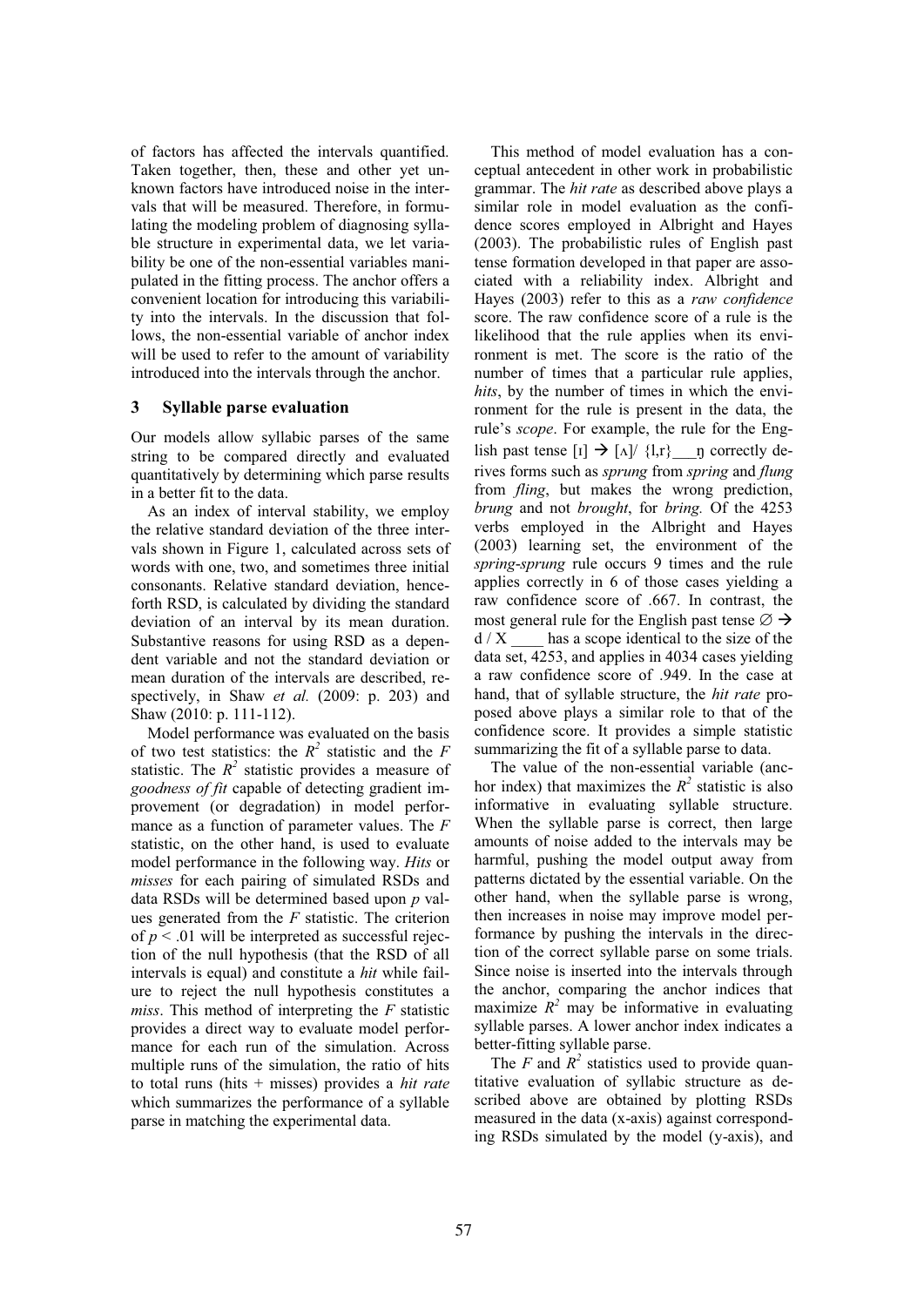of factors has affected the intervals quantified. Taken together, then, these and other yet unknown factors have introduced noise in the intervals that will be measured. Therefore, in formulating the modeling problem of diagnosing syllable structure in experimental data, we let variability be one of the non-essential variables manipulated in the fitting process. The anchor offers a convenient location for introducing this variability into the intervals. In the discussion that follows, the non-essential variable of anchor index will be used to refer to the amount of variability introduced into the intervals through the anchor.

## 3 Syllable parse evaluation

Our models allow syllabic parses of the same string to be compared directly and evaluated quantitatively by determining which parse results in a better fit to the data.

As an index of interval stability, we employ the relative standard deviation of the three intervals shown in Figure 1, calculated across sets of words with one, two, and sometimes three initial consonants. Relative standard deviation, henceforth RSD, is calculated by dividing the standard deviation of an interval by its mean duration. Substantive reasons for using RSD as a dependent variable and not the standard deviation or mean duration of the intervals are described, respectively, in Shaw *et al.* (2009: p. 203) and Shaw (2010: p. 111-112).

Model performance was evaluated on the basis of two test statistics: the $R^2$ statistic and the $F$ statistic. The $R^2$ statistic provides a measure of *goodness of fit* capable of detecting gradient improvement (or degradation) in model performance as a function of parameter values. The $F$ statistic, on the other hand, is used to evaluate model performance in the following way. *Hits* or *misses* for each pairing of simulated RSDs and data RSDs will be determined based upon $p$ values generated from the $F$ statistic. The criterion of $p < .01$ will be interpreted as successful rejection of the null hypothesis (that the RSD of all intervals is equal) and constitute a *hit* while failure to reject the null hypothesis constitutes a *miss*. This method of interpreting the $F$ statistic provides a direct way to evaluate model performance for each run of the simulation. Across multiple runs of the simulation, the ratio of hits to total runs (hits + misses) provides a *hit rate* which summarizes the performance of a syllable parse in matching the experimental data.

This method of model evaluation has a conceptual antecedent in other work in probabilistic grammar. The *hit rate* as described above plays a similar role in model evaluation as the confidence scores employed in Albright and Hayes (2003). The probabilistic rules of English past tense formation developed in that paper are associated with a reliability index. Albright and Hayes (2003) refer to this as a *raw confidence* score. The raw confidence score of a rule is the likelihood that the rule applies when its environment is met. The score is the ratio of the number of times that a particular rule applies, *hits*, by the number of times in which the environment for the rule is present in the data, the rule's *scope*. For example, the rule for the English past tense [ɪ] → [ʌ]/ {l,r}\_\_\_ŋ correctly derives forms such as *sprung* from *spring* and *flung* from *fling*, but makes the wrong prediction, *brung* and not *brought*, for *bring.* Of the 4253 verbs employed in the Albright and Hayes (2003) learning set, the environment of the *spring-sprung* rule occurs 9 times and the rule applies correctly in 6 of those cases yielding a raw confidence score of .667. In contrast, the most general rule for the English past tense ∅ → d / X \_\_\_\_ has a scope identical to the size of the data set, 4253, and applies in 4034 cases yielding a raw confidence score of .949. In the case at hand, that of syllable structure, the *hit rate* proposed above plays a similar role to that of the confidence score. It provides a simple statistic summarizing the fit of a syllable parse to data.

The value of the non-essential variable (anchor index) that maximizes the $R^2$ statistic is also informative in evaluating syllable structure. When the syllable parse is correct, then large amounts of noise added to the intervals may be harmful, pushing the model output away from patterns dictated by the essential variable. On the other hand, when the syllable parse is wrong, then increases in noise may improve model performance by pushing the intervals in the direction of the correct syllable parse on some trials. Since noise is inserted into the intervals through the anchor, comparing the anchor indices that maximize $R^2$ may be informative in evaluating syllable parses. A lower anchor index indicates a better-fitting syllable parse.

The $F$ and $R^2$ statistics used to provide quantitative evaluation of syllabic structure as described above are obtained by plotting RSDs measured in the data (x-axis) against corresponding RSDs simulated by the model (y-axis), and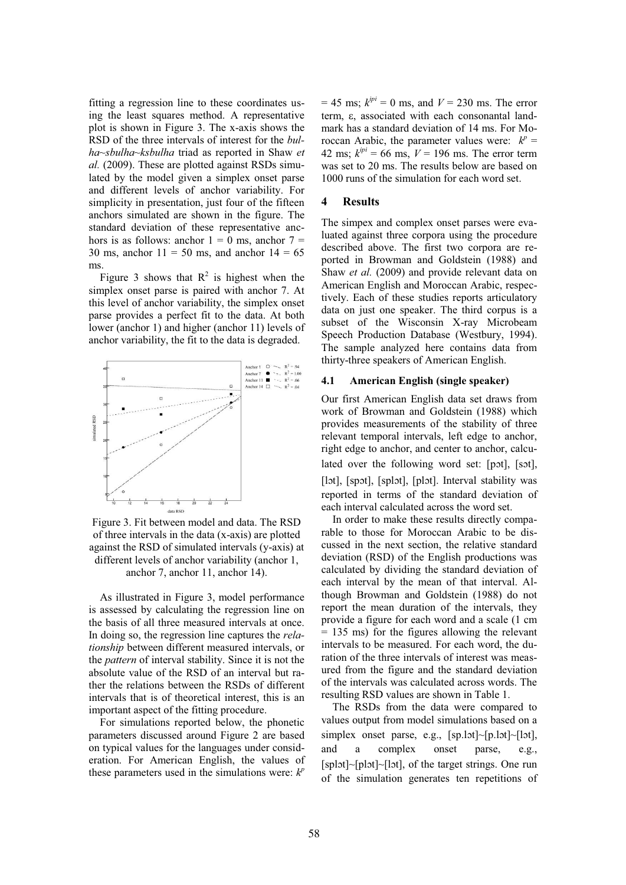fitting a regression line to these coordinates using the least squares method. A representative plot is shown in Figure 3. The x-axis shows the RSD of the three intervals of interest for the *bulha~sbulha~ksbulha* triad as reported in Shaw *et al.* (2009). These are plotted against RSDs simulated by the model given a simplex onset parse and different levels of anchor variability. For simplicity in presentation, just four of the fifteen anchors simulated are shown in the figure. The standard deviation of these representative anchors is as follows: anchor 1 = 0 ms, anchor 7 = 30 ms, anchor 11 = 50 ms, and anchor 14 = 65 ms.

Figure 3 shows that $R^2$ is highest when the simplex onset parse is paired with anchor 7. At this level of anchor variability, the simplex onset parse provides a perfect fit to the data. At both lower (anchor 1) and higher (anchor 11) levels of anchor variability, the fit to the data is degraded.

Figure 3. Fit between model and data. The RSD of three intervals in the data (x-axis) are plotted against the RSD of simulated intervals (y-axis) at different levels of anchor variability (anchor 1, anchor 7, anchor 11, anchor 14).

As illustrated in Figure 3, model performance is assessed by calculating the regression line on the basis of all three measured intervals at once. In doing so, the regression line captures the *relationship* between different measured intervals, or the *pattern* of interval stability. Since it is not the absolute value of the RSD of an interval but rather the relations between the RSDs of different intervals that is of theoretical interest, this is an important aspect of the fitting procedure.

For simulations reported below, the phonetic parameters discussed around Figure 2 are based on typical values for the languages under consideration. For American English, the values of these parameters used in the simulations were: $k^p$ = 45 ms; $k^{ipi}$ = 0 ms, and $V$ = 230 ms. The error term, ε, associated with each consonantal landmark has a standard deviation of 14 ms. For Moroccan Arabic, the parameter values were: $k^p$ = 42 ms; $k^{ipi}$ = 66 ms, $V$ = 196 ms. The error term was set to 20 ms. The results below are based on 1000 runs of the simulation for each word set.

## 4 Results

The simpex and complex onset parses were evaluated against three corpora using the procedure described above. The first two corpora are reported in Browman and Goldstein (1988) and Shaw *et al.* (2009) and provide relevant data on American English and Moroccan Arabic, respectively. Each of these studies reports articulatory data on just one speaker. The third corpus is a subset of the Wisconsin X-ray Microbeam Speech Production Database (Westbury, 1994). The sample analyzed here contains data from thirty-three speakers of American English.

### 4.1 American English (single speaker)

Our first American English data set draws from work of Browman and Goldstein (1988) which provides measurements of the stability of three relevant temporal intervals, left edge to anchor, right edge to anchor, and center to anchor, calculated over the following word set: [pɔt], [sɔt], [lɔt], [spɔt], [splɔt], [plɔt]. Interval stability was reported in terms of the standard deviation of each interval calculated across the word set.

In order to make these results directly comparable to those for Moroccan Arabic to be discussed in the next section, the relative standard deviation (RSD) of the English productions was calculated by dividing the standard deviation of each interval by the mean of that interval. Although Browman and Goldstein (1988) do not report the mean duration of the intervals, they provide a figure for each word and a scale (1 cm = 135 ms) for the figures allowing the relevant intervals to be measured. For each word, the duration of the three intervals of interest was measured from the figure and the standard deviation of the intervals was calculated across words. The resulting RSD values are shown in Table 1.

The RSDs from the data were compared to values output from model simulations based on a simplex onset parse, e.g., [sp.lɔt]~[p.lɔt]~[lɔt], and a complex onset parse, e.g., [splɔt]~[plɔt]~[lɔt], of the target strings. One run of the simulation generates ten repetitions of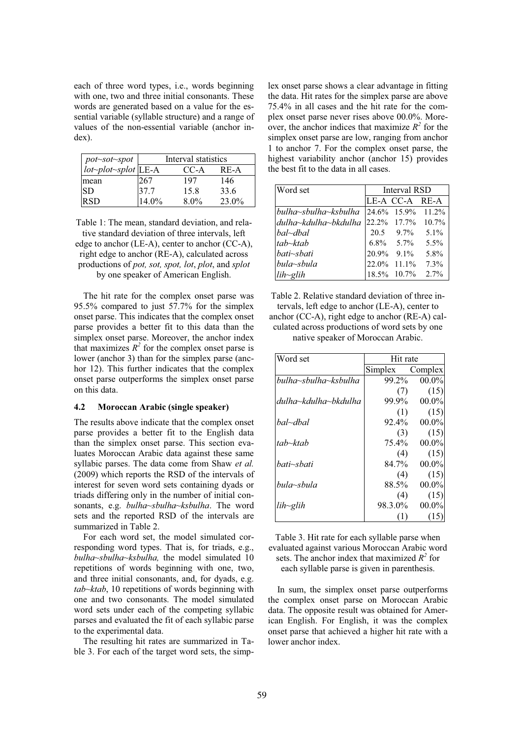each of three word types, i.e., words beginning with one, two and three initial consonants. These words are generated based on a value for the essential variable (syllable structure) and a range of values of the non-essential variable (anchor index).

| *pot~sot~spot* | Interval statistics | | |
|---|---|---|---|
| *lot~plot~splot* | LE-A | CC-A | RE-A |
| mean | 267 | 197 | 146 |
| SD | 37.7 | 15.8 | 33.6 |
| RSD | 14.0% | 8.0% | 23.0% |

Table 1: The mean, standard deviation, and relative standard deviation of three intervals, left edge to anchor (LE-A), center to anchor (CC-A), right edge to anchor (RE-A), calculated across productions of *pot, sot, spot, lot*, *plot*, and *splot* by one speaker of American English.

The hit rate for the complex onset parse was 95.5% compared to just 57.7% for the simplex onset parse. This indicates that the complex onset parse provides a better fit to this data than the simplex onset parse. Moreover, the anchor index that maximizes $R^2$ for the complex onset parse is lower (anchor 3) than for the simplex parse (anchor 12). This further indicates that the complex onset parse outperforms the simplex onset parse on this data.

### 4.2 Moroccan Arabic (single speaker)

The results above indicate that the complex onset parse provides a better fit to the English data than the simplex onset parse. This section evaluates Moroccan Arabic data against these same syllabic parses. The data come from Shaw *et al.* (2009) which reports the RSD of the intervals of interest for seven word sets containing dyads or triads differing only in the number of initial consonants, e.g. *bulha~sbulha~ksbulha*. The word sets and the reported RSD of the intervals are summarized in Table 2.

For each word set, the model simulated corresponding word types. That is, for triads, e.g., *bulha~sbulha~ksbulha,* the model simulated 10 repetitions of words beginning with one, two, and three initial consonants, and, for dyads, e.g. *tab~ktab*, 10 repetitions of words beginning with one and two consonants. The model simulated word sets under each of the competing syllabic parses and evaluated the fit of each syllabic parse to the experimental data.

The resulting hit rates are summarized in Table 3. For each of the target word sets, the simplex onset parse shows a clear advantage in fitting the data. Hit rates for the simplex parse are above 75.4% in all cases and the hit rate for the complex onset parse never rises above 00.0%. Moreover, the anchor indices that maximize $R^2$ for the simplex onset parse are low, ranging from anchor 1 to anchor 7. For the complex onset parse, the highest variability anchor (anchor 15) provides the best fit to the data in all cases.

| Word set | Interval RSD | | |
|---|---|---|---|
| | LE-A | CC-A | RE-A |
| *bulha~sbulha~ksbulha* | 24.6% | 15.9% | 11.2% |
| *dulha~kdulha~bkdulha* | 22.2% | 17.7% | 10.7% |
| *bal~dbal* | 20.5 | 9.7% | 5.1% |
| *tab~ktab* | 6.8% | 5.7% | 5.5% |
| *bati~sbati* | 20.9% | 9.1% | 5.8% |
| *bula~sbula* | 22.0% | 11.1% | 7.3% |
| *lih~glih* | 18.5% | 10.7% | 2.7% |

Table 2. Relative standard deviation of three intervals, left edge to anchor (LE-A), center to anchor (CC-A), right edge to anchor (RE-A) calculated across productions of word sets by one native speaker of Moroccan Arabic.

| Word set | Hit rate | |
|---|---|---|
| | Simplex | Complex |
| *bulha~sbulha~ksbulha* | 99.2% (7) | 00.0% (15) |
| *dulha~kdulha~bkdulha* | 99.9% (1) | 00.0% (15) |
| *bal~dbal* | 92.4% (3) | 00.0% (15) |
| *tab~ktab* | 75.4% (4) | 00.0% (15) |
| *bati~sbati* | 84.7% (4) | 00.0% (15) |
| *bula~sbula* | 88.5% (4) | 00.0% (15) |
| *lih~glih* | 98.3.0% (1) | 00.0% (15) |

Table 3. Hit rate for each syllable parse when evaluated against various Moroccan Arabic word sets. The anchor index that maximized $R^2$ for each syllable parse is given in parenthesis.

In sum, the simplex onset parse outperforms the complex onset parse on Moroccan Arabic data. The opposite result was obtained for American English. For English, it was the complex onset parse that achieved a higher hit rate with a lower anchor index.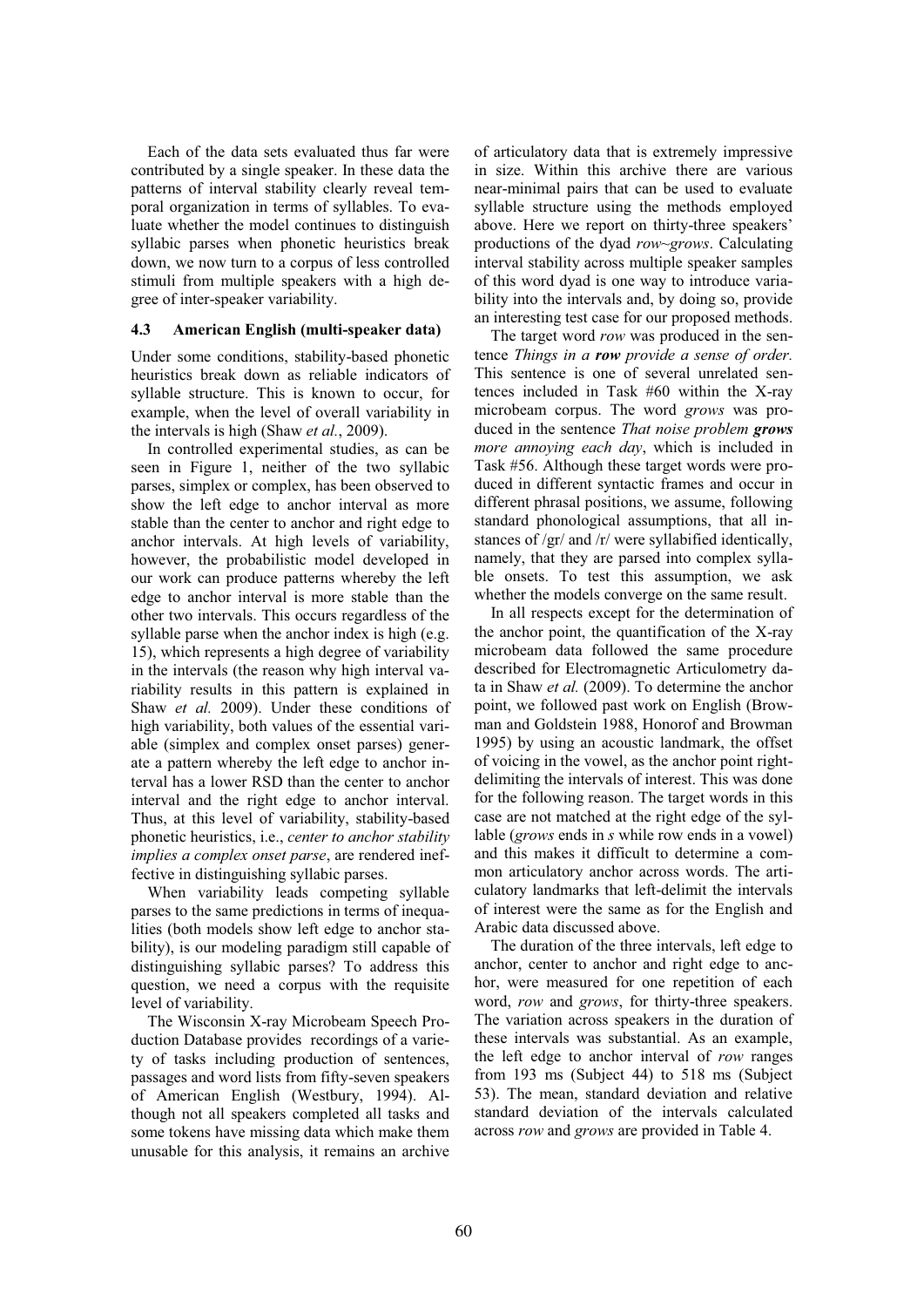Each of the data sets evaluated thus far were contributed by a single speaker. In these data the patterns of interval stability clearly reveal temporal organization in terms of syllables. To evaluate whether the model continues to distinguish syllabic parses when phonetic heuristics break down, we now turn to a corpus of less controlled stimuli from multiple speakers with a high degree of inter-speaker variability.

### 4.3 American English (multi-speaker data)

Under some conditions, stability-based phonetic heuristics break down as reliable indicators of syllable structure. This is known to occur, for example, when the level of overall variability in the intervals is high (Shaw *et al.*, 2009).

In controlled experimental studies, as can be seen in Figure 1, neither of the two syllabic parses, simplex or complex, has been observed to show the left edge to anchor interval as more stable than the center to anchor and right edge to anchor intervals. At high levels of variability, however, the probabilistic model developed in our work can produce patterns whereby the left edge to anchor interval is more stable than the other two intervals. This occurs regardless of the syllable parse when the anchor index is high (e.g. 15), which represents a high degree of variability in the intervals (the reason why high interval variability results in this pattern is explained in Shaw *et al.* 2009). Under these conditions of high variability, both values of the essential variable (simplex and complex onset parses) generate a pattern whereby the left edge to anchor interval has a lower RSD than the center to anchor interval and the right edge to anchor interval. Thus, at this level of variability, stability-based phonetic heuristics, i.e., *center to anchor stability implies a complex onset parse*, are rendered ineffective in distinguishing syllabic parses.

When variability leads competing syllable parses to the same predictions in terms of inequalities (both models show left edge to anchor stability), is our modeling paradigm still capable of distinguishing syllabic parses? To address this question, we need a corpus with the requisite level of variability.

The Wisconsin X-ray Microbeam Speech Production Database provides recordings of a variety of tasks including production of sentences, passages and word lists from fifty-seven speakers of American English (Westbury, 1994). Although not all speakers completed all tasks and some tokens have missing data which make them unusable for this analysis, it remains an archive of articulatory data that is extremely impressive in size. Within this archive there are various near-minimal pairs that can be used to evaluate syllable structure using the methods employed above. Here we report on thirty-three speakers' productions of the dyad *row~grows*. Calculating interval stability across multiple speaker samples of this word dyad is one way to introduce variability into the intervals and, by doing so, provide an interesting test case for our proposed methods.

The target word *row* was produced in the sentence *Things in a **row** provide a sense of order.* This sentence is one of several unrelated sentences included in Task #60 within the X-ray microbeam corpus. The word *grows* was produced in the sentence *That noise problem **grows** more annoying each day*, which is included in Task #56. Although these target words were produced in different syntactic frames and occur in different phrasal positions, we assume, following standard phonological assumptions, that all instances of /gr/ and /r/ were syllabified identically, namely, that they are parsed into complex syllable onsets. To test this assumption, we ask whether the models converge on the same result.

In all respects except for the determination of the anchor point, the quantification of the X-ray microbeam data followed the same procedure described for Electromagnetic Articulometry data in Shaw *et al.* (2009). To determine the anchor point, we followed past work on English (Browman and Goldstein 1988, Honorof and Browman 1995) by using an acoustic landmark, the offset of voicing in the vowel, as the anchor point right-delimiting the intervals of interest. This was done for the following reason. The target words in this case are not matched at the right edge of the syllable (*grows* ends in *s* while row ends in a vowel) and this makes it difficult to determine a common articulatory anchor across words. The articulatory landmarks that left-delimit the intervals of interest were the same as for the English and Arabic data discussed above.

The duration of the three intervals, left edge to anchor, center to anchor and right edge to anchor, were measured for one repetition of each word, *row* and *grows*, for thirty-three speakers. The variation across speakers in the duration of these intervals was substantial. As an example, the left edge to anchor interval of *row* ranges from 193 ms (Subject 44) to 518 ms (Subject 53). The mean, standard deviation and relative standard deviation of the intervals calculated across *row* and *grows* are provided in Table 4.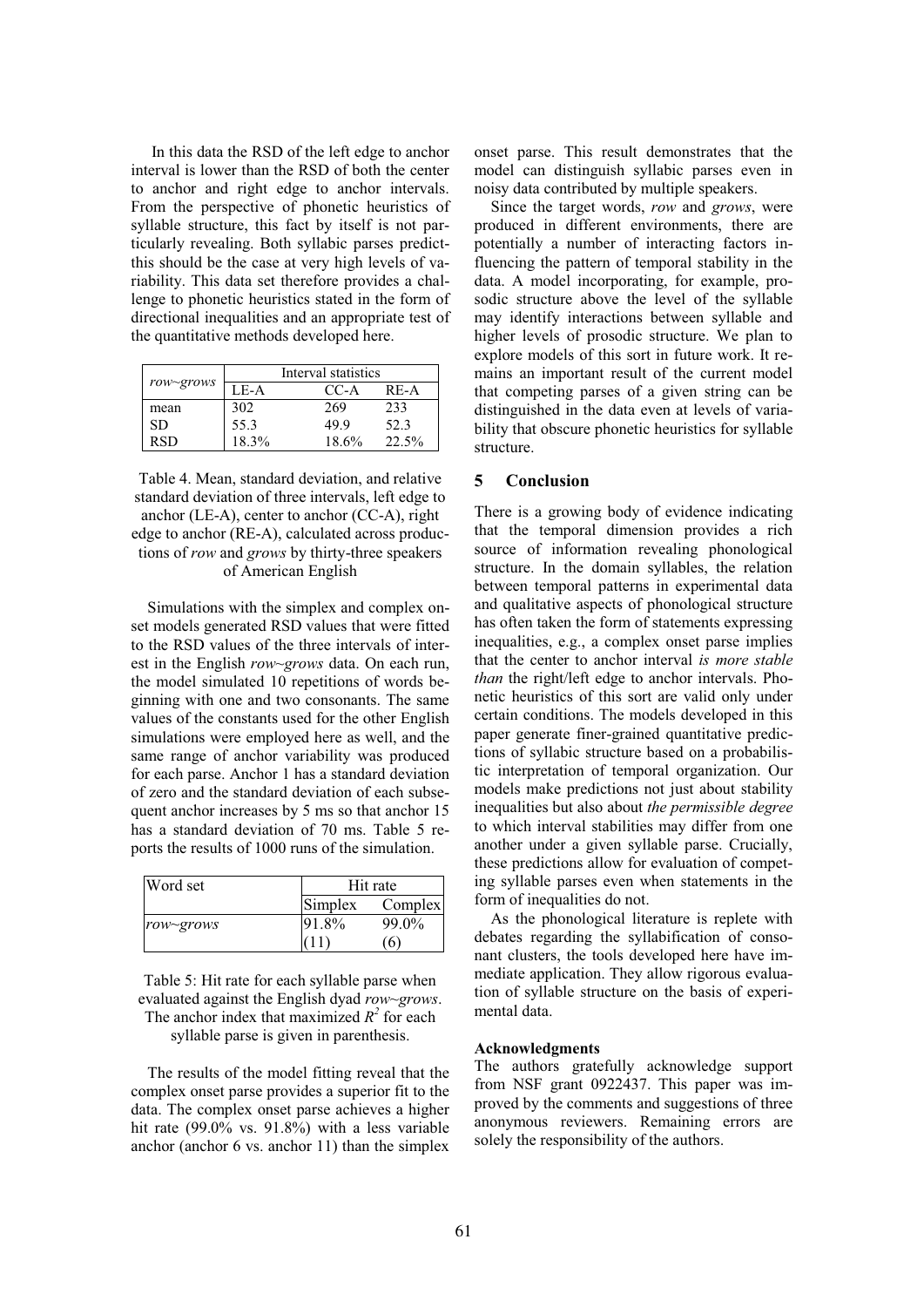In this data the RSD of the left edge to anchor interval is lower than the RSD of both the center to anchor and right edge to anchor intervals. From the perspective of phonetic heuristics of syllable structure, this fact by itself is not particularly revealing. Both syllabic parses predictthis should be the case at very high levels of variability. This data set therefore provides a challenge to phonetic heuristics stated in the form of directional inequalities and an appropriate test of the quantitative methods developed here.

| *row~grows* | Interval statistics | | |
|---|---|---|---|
| | LE-A | CC-A | RE-A |
| mean | 302 | 269 | 233 |
| SD | 55.3 | 49.9 | 52.3 |
| RSD | 18.3% | 18.6% | 22.5% |

Table 4. Mean, standard deviation, and relative standard deviation of three intervals, left edge to anchor (LE-A), center to anchor (CC-A), right edge to anchor (RE-A), calculated across productions of *row* and *grows* by thirty-three speakers of American English

Simulations with the simplex and complex onset models generated RSD values that were fitted to the RSD values of the three intervals of interest in the English *row~grows* data. On each run, the model simulated 10 repetitions of words beginning with one and two consonants. The same values of the constants used for the other English simulations were employed here as well, and the same range of anchor variability was produced for each parse. Anchor 1 has a standard deviation of zero and the standard deviation of each subsequent anchor increases by 5 ms so that anchor 15 has a standard deviation of 70 ms. Table 5 reports the results of 1000 runs of the simulation.

| Word set | Hit rate | |
|---|---|---|
| | Simplex | Complex |
| *row~grows* | 91.8% (11) | 99.0% (6) |

Table 5: Hit rate for each syllable parse when evaluated against the English dyad *row~grows*. The anchor index that maximized $R^2$ for each syllable parse is given in parenthesis.

The results of the model fitting reveal that the complex onset parse provides a superior fit to the data. The complex onset parse achieves a higher hit rate (99.0% vs. 91.8%) with a less variable anchor (anchor 6 vs. anchor 11) than the simplex onset parse. This result demonstrates that the model can distinguish syllabic parses even in noisy data contributed by multiple speakers.

Since the target words, *row* and *grows*, were produced in different environments, there are potentially a number of interacting factors influencing the pattern of temporal stability in the data. A model incorporating, for example, prosodic structure above the level of the syllable may identify interactions between syllable and higher levels of prosodic structure. We plan to explore models of this sort in future work. It remains an important result of the current model that competing parses of a given string can be distinguished in the data even at levels of variability that obscure phonetic heuristics for syllable structure.

## 5 Conclusion

There is a growing body of evidence indicating that the temporal dimension provides a rich source of information revealing phonological structure. In the domain syllables, the relation between temporal patterns in experimental data and qualitative aspects of phonological structure has often taken the form of statements expressing inequalities, e.g., a complex onset parse implies that the center to anchor interval *is more stable than* the right/left edge to anchor intervals. Phonetic heuristics of this sort are valid only under certain conditions. The models developed in this paper generate finer-grained quantitative predictions of syllabic structure based on a probabilistic interpretation of temporal organization. Our models make predictions not just about stability inequalities but also about *the permissible degree* to which interval stabilities may differ from one another under a given syllable parse. Crucially, these predictions allow for evaluation of competing syllable parses even when statements in the form of inequalities do not.

As the phonological literature is replete with debates regarding the syllabification of consonant clusters, the tools developed here have immediate application. They allow rigorous evaluation of syllable structure on the basis of experimental data.

### Acknowledgments

The authors gratefully acknowledge support from NSF grant 0922437. This paper was improved by the comments and suggestions of three anonymous reviewers. Remaining errors are solely the responsibility of the authors.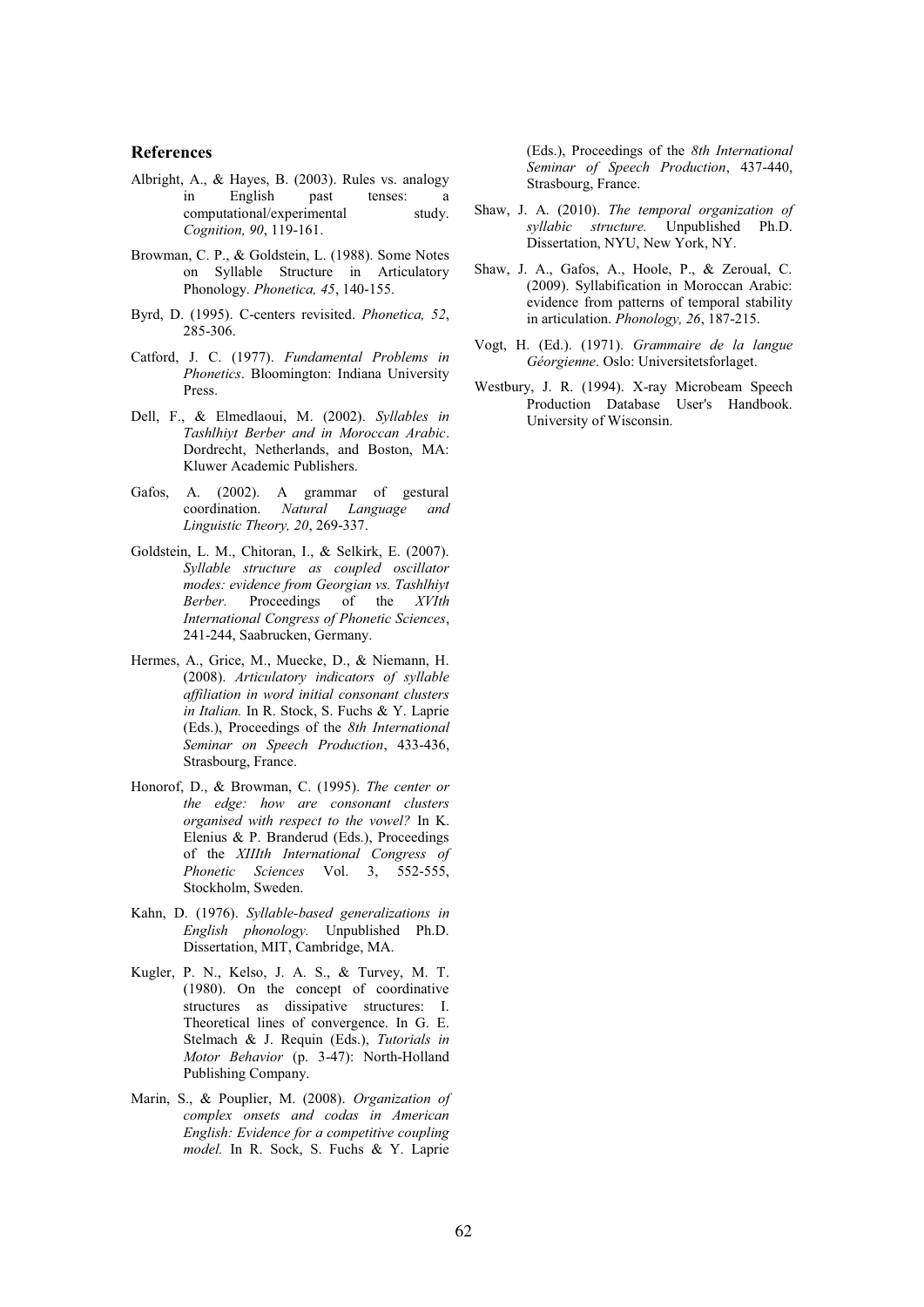## References

Albright, A., & Hayes, B. (2003). Rules vs. analogy in English past tenses: a computational/experimental study. *Cognition, 90*, 119-161.

Browman, C. P., & Goldstein, L. (1988). Some Notes on Syllable Structure in Articulatory Phonology. *Phonetica, 45*, 140-155.

Byrd, D. (1995). C-centers revisited. *Phonetica, 52*, 285-306.

Catford, J. C. (1977). *Fundamental Problems in Phonetics*. Bloomington: Indiana University Press.

Dell, F., & Elmedlaoui, M. (2002). *Syllables in Tashlhiyt Berber and in Moroccan Arabic*. Dordrecht, Netherlands, and Boston, MA: Kluwer Academic Publishers.

Gafos, A. (2002). A grammar of gestural coordination. *Natural Language and Linguistic Theory, 20*, 269-337.

Goldstein, L. M., Chitoran, I., & Selkirk, E. (2007). *Syllable structure as coupled oscillator modes: evidence from Georgian vs. Tashlhiyt Berber.* Proceedings of the *XVIth International Congress of Phonetic Sciences*, 241-244, Saabrucken, Germany.

Hermes, A., Grice, M., Muecke, D., & Niemann, H. (2008). *Articulatory indicators of syllable affiliation in word initial consonant clusters in Italian.* In R. Stock, S. Fuchs & Y. Laprie (Eds.), Proceedings of the *8th International Seminar on Speech Production*, 433-436, Strasbourg, France.

Honorof, D., & Browman, C. (1995). *The center or the edge: how are consonant clusters organised with respect to the vowel?* In K. Elenius & P. Branderud (Eds.), Proceedings of the *XIIIth International Congress of Phonetic Sciences* Vol. 3, 552-555, Stockholm, Sweden.

Kahn, D. (1976). *Syllable-based generalizations in English phonology.* Unpublished Ph.D. Dissertation, MIT, Cambridge, MA.

Kugler, P. N., Kelso, J. A. S., & Turvey, M. T. (1980). On the concept of coordinative structures as dissipative structures: I. Theoretical lines of convergence. In G. E. Stelmach & J. Requin (Eds.), *Tutorials in Motor Behavior* (p. 3-47): North-Holland Publishing Company.

Marin, S., & Pouplier, M. (2008). *Organization of complex onsets and codas in American English: Evidence for a competitive coupling model.* In R. Sock, S. Fuchs & Y. Laprie (Eds.), Proceedings of the *8th International Seminar of Speech Production*, 437-440, Strasbourg, France.

Shaw, J. A. (2010). *The temporal organization of syllabic structure.* Unpublished Ph.D. Dissertation, NYU, New York, NY.

Shaw, J. A., Gafos, A., Hoole, P., & Zeroual, C. (2009). Syllabification in Moroccan Arabic: evidence from patterns of temporal stability in articulation. *Phonology, 26*, 187-215.

Vogt, H. (Ed.). (1971). *Grammaire de la langue Géorgienne*. Oslo: Universitetsforlaget.

Westbury, J. R. (1994). X-ray Microbeam Speech Production Database User's Handbook. University of Wisconsin.